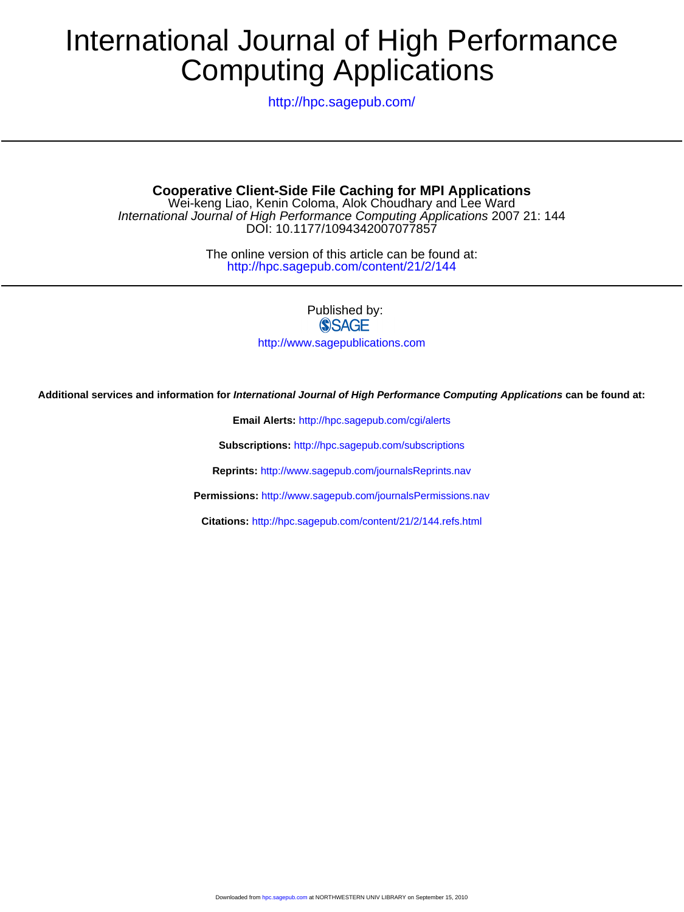# International Journal of High Performance Computing Applications

http://hpc.sagepub.com/

---

**Cooperative Client-Side File Caching for MPI Applications**

Wei-keng Liao, Kenin Coloma, Alok Choudhary and Lee Ward

*International Journal of High Performance Computing Applications* 2007 21: 144

DOI: 10.1177/1094342007077857

The online version of this article can be found at:

http://hpc.sagepub.com/content/21/2/144

---

Published by:

SAGE

http://www.sagepublications.com

**Additional services and information for *International Journal of High Performance Computing Applications* can be found at:**

**Email Alerts:** http://hpc.sagepub.com/cgi/alerts

**Subscriptions:** http://hpc.sagepub.com/subscriptions

**Reprints:** http://www.sagepub.com/journalsReprints.nav

**Permissions:** http://www.sagepub.com/journalsPermissions.nav

**Citations:** http://hpc.sagepub.com/content/21/2/144.refs.html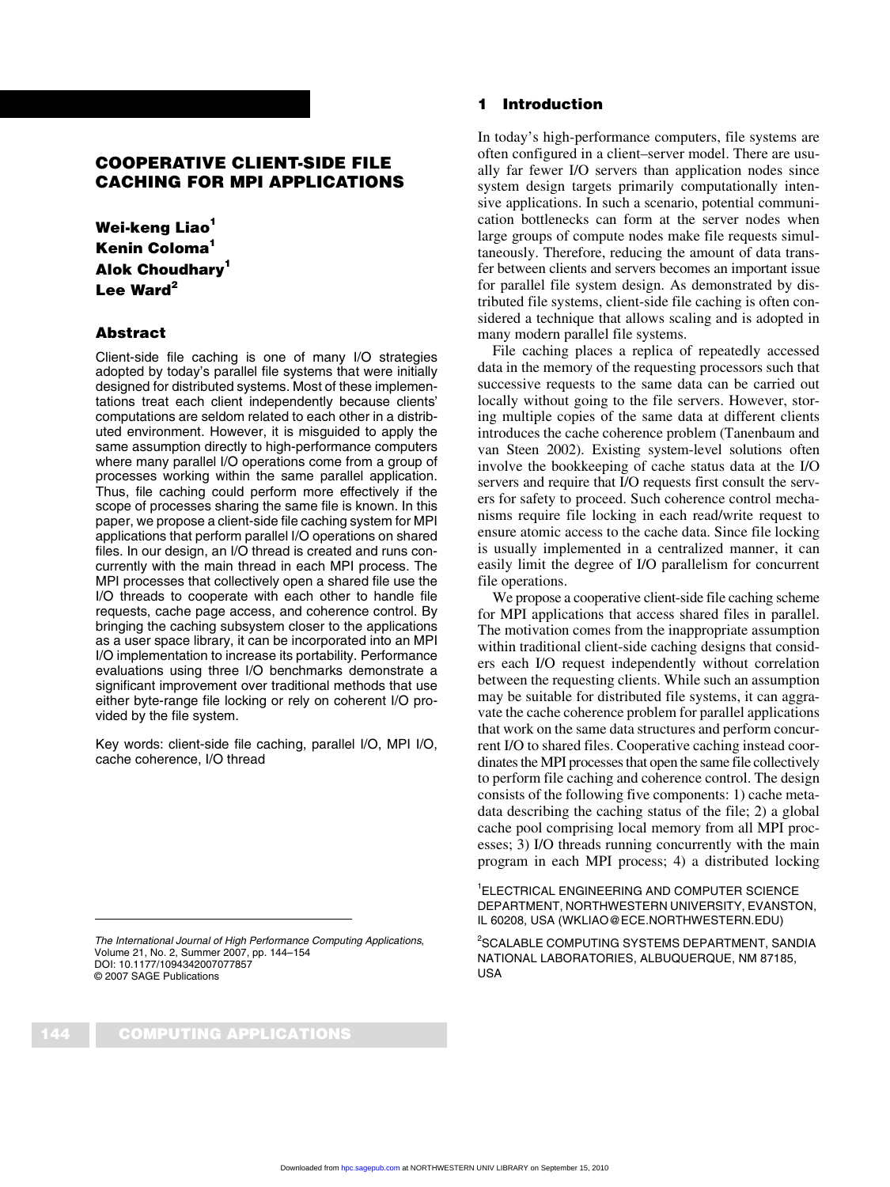# COOPERATIVE CLIENT-SIDE FILE CACHING FOR MPI APPLICATIONS

**Wei-keng Liao**[1]
**Kenin Coloma**[1]
**Alok Choudhary**[1]
**Lee Ward**[2]

## Abstract

Client-side file caching is one of many I/O strategies adopted by today's parallel file systems that were initially designed for distributed systems. Most of these implementations treat each client independently because clients' computations are seldom related to each other in a distributed environment. However, it is misguided to apply the same assumption directly to high-performance computers where many parallel I/O operations come from a group of processes working within the same parallel application. Thus, file caching could perform more effectively if the scope of processes sharing the same file is known. In this paper, we propose a client-side file caching system for MPI applications that perform parallel I/O operations on shared files. In our design, an I/O thread is created and runs concurrently with the main thread in each MPI process. The MPI processes that collectively open a shared file use the I/O threads to cooperate with each other to handle file requests, cache page access, and coherence control. By bringing the caching subsystem closer to the applications as a user space library, it can be incorporated into an MPI I/O implementation to increase its portability. Performance evaluations using three I/O benchmarks demonstrate a significant improvement over traditional methods that use either byte-range file locking or rely on coherent I/O provided by the file system.

Key words: client-side file caching, parallel I/O, MPI I/O, cache coherence, I/O thread

*The International Journal of High Performance Computing Applications*, Volume 21, No. 2, Summer 2007, pp. 144–154
DOI: 10.1177/1094342007077857
© 2007 SAGE Publications

## 1 Introduction

In today's high-performance computers, file systems are often configured in a client–server model. There are usually far fewer I/O servers than application nodes since system design targets primarily computationally intensive applications. In such a scenario, potential communication bottlenecks can form at the server nodes when large groups of compute nodes make file requests simultaneously. Therefore, reducing the amount of data transfer between clients and servers becomes an important issue for parallel file system design. As demonstrated by distributed file systems, client-side file caching is often considered a technique that allows scaling and is adopted in many modern parallel file systems.

File caching places a replica of repeatedly accessed data in the memory of the requesting processors such that successive requests to the same data can be carried out locally without going to the file servers. However, storing multiple copies of the same data at different clients introduces the cache coherence problem (Tanenbaum and van Steen 2002). Existing system-level solutions often involve the bookkeeping of cache status data at the I/O servers and require that I/O requests first consult the servers for safety to proceed. Such coherence control mechanisms require file locking in each read/write request to ensure atomic access to the cache data. Since file locking is usually implemented in a centralized manner, it can easily limit the degree of I/O parallelism for concurrent file operations.

We propose a cooperative client-side file caching scheme for MPI applications that access shared files in parallel. The motivation comes from the inappropriate assumption within traditional client-side caching designs that considers each I/O request independently without correlation between the requesting clients. While such an assumption may be suitable for distributed file systems, it can aggravate the cache coherence problem for parallel applications that work on the same data structures and perform concurrent I/O to shared files. Cooperative caching instead coordinates the MPI processes that open the same file collectively to perform file caching and coherence control. The design consists of the following five components: 1) cache metadata describing the caching status of the file; 2) a global cache pool comprising local memory from all MPI processes; 3) I/O threads running concurrently with the main program in each MPI process; 4) a distributed locking

[1] ELECTRICAL ENGINEERING AND COMPUTER SCIENCE DEPARTMENT, NORTHWESTERN UNIVERSITY, EVANSTON, IL 60208, USA (WKLIAO@ECE.NORTHWESTERN.EDU)

[2] SCALABLE COMPUTING SYSTEMS DEPARTMENT, SANDIA NATIONAL LABORATORIES, ALBUQUERQUE, NM 87185, USA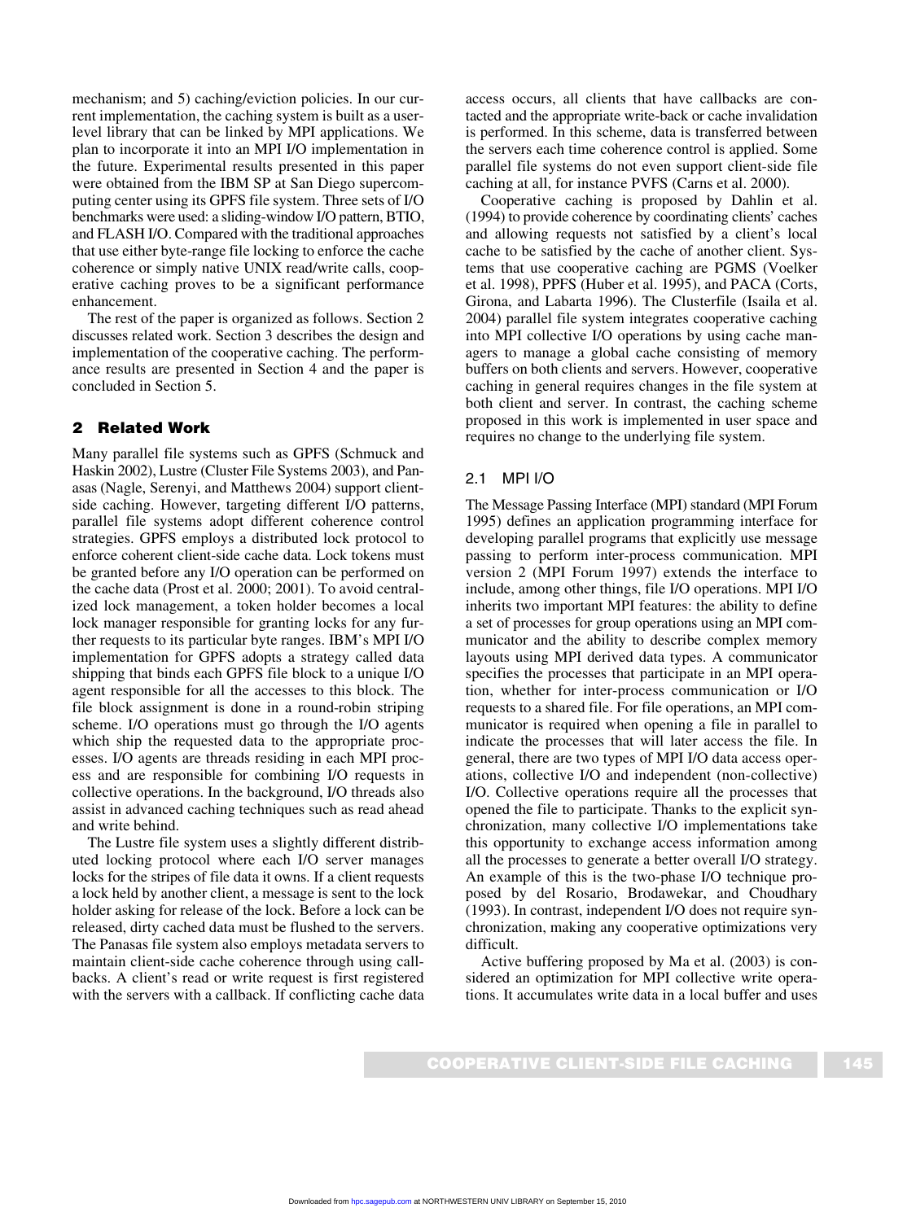mechanism; and 5) caching/eviction policies. In our current implementation, the caching system is built as a user-level library that can be linked by MPI applications. We plan to incorporate it into an MPI I/O implementation in the future. Experimental results presented in this paper were obtained from the IBM SP at San Diego supercomputing center using its GPFS file system. Three sets of I/O benchmarks were used: a sliding-window I/O pattern, BTIO, and FLASH I/O. Compared with the traditional approaches that use either byte-range file locking to enforce the cache coherence or simply native UNIX read/write calls, cooperative caching proves to be a significant performance enhancement.

The rest of the paper is organized as follows. Section 2 discusses related work. Section 3 describes the design and implementation of the cooperative caching. The performance results are presented in Section 4 and the paper is concluded in Section 5.

## 2 Related Work

Many parallel file systems such as GPFS (Schmuck and Haskin 2002), Lustre (Cluster File Systems 2003), and Panasas (Nagle, Serenyi, and Matthews 2004) support client-side caching. However, targeting different I/O patterns, parallel file systems adopt different coherence control strategies. GPFS employs a distributed lock protocol to enforce coherent client-side cache data. Lock tokens must be granted before any I/O operation can be performed on the cache data (Prost et al. 2000; 2001). To avoid centralized lock management, a token holder becomes a local lock manager responsible for granting locks for any further requests to its particular byte ranges. IBM's MPI I/O implementation for GPFS adopts a strategy called data shipping that binds each GPFS file block to a unique I/O agent responsible for all the accesses to this block. The file block assignment is done in a round-robin striping scheme. I/O operations must go through the I/O agents which ship the requested data to the appropriate processes. I/O agents are threads residing in each MPI process and are responsible for combining I/O requests in collective operations. In the background, I/O threads also assist in advanced caching techniques such as read ahead and write behind.

The Lustre file system uses a slightly different distributed locking protocol where each I/O server manages locks for the stripes of file data it owns. If a client requests a lock held by another client, a message is sent to the lock holder asking for release of the lock. Before a lock can be released, dirty cached data must be flushed to the servers. The Panasas file system also employs metadata servers to maintain client-side cache coherence through using callbacks. A client's read or write request is first registered with the servers with a callback. If conflicting cache data access occurs, all clients that have callbacks are contacted and the appropriate write-back or cache invalidation is performed. In this scheme, data is transferred between the servers each time coherence control is applied. Some parallel file systems do not even support client-side file caching at all, for instance PVFS (Carns et al. 2000).

Cooperative caching is proposed by Dahlin et al. (1994) to provide coherence by coordinating clients' caches and allowing requests not satisfied by a client's local cache to be satisfied by the cache of another client. Systems that use cooperative caching are PGMS (Voelker et al. 1998), PPFS (Huber et al. 1995), and PACA (Corts, Girona, and Labarta 1996). The Clusterfile (Isaila et al. 2004) parallel file system integrates cooperative caching into MPI collective I/O operations by using cache managers to manage a global cache consisting of memory buffers on both clients and servers. However, cooperative caching in general requires changes in the file system at both client and server. In contrast, the caching scheme proposed in this work is implemented in user space and requires no change to the underlying file system.

### 2.1 MPI I/O

The Message Passing Interface (MPI) standard (MPI Forum 1995) defines an application programming interface for developing parallel programs that explicitly use message passing to perform inter-process communication. MPI version 2 (MPI Forum 1997) extends the interface to include, among other things, file I/O operations. MPI I/O inherits two important MPI features: the ability to define a set of processes for group operations using an MPI communicator and the ability to describe complex memory layouts using MPI derived data types. A communicator specifies the processes that participate in an MPI operation, whether for inter-process communication or I/O requests to a shared file. For file operations, an MPI communicator is required when opening a file in parallel to indicate the processes that will later access the file. In general, there are two types of MPI I/O data access operations, collective I/O and independent (non-collective) I/O. Collective operations require all the processes that opened the file to participate. Thanks to the explicit synchronization, many collective I/O implementations take this opportunity to exchange access information among all the processes to generate a better overall I/O strategy. An example of this is the two-phase I/O technique proposed by del Rosario, Brodawekar, and Choudhary (1993). In contrast, independent I/O does not require synchronization, making any cooperative optimizations very difficult.

Active buffering proposed by Ma et al. (2003) is considered an optimization for MPI collective write operations. It accumulates write data in a local buffer and uses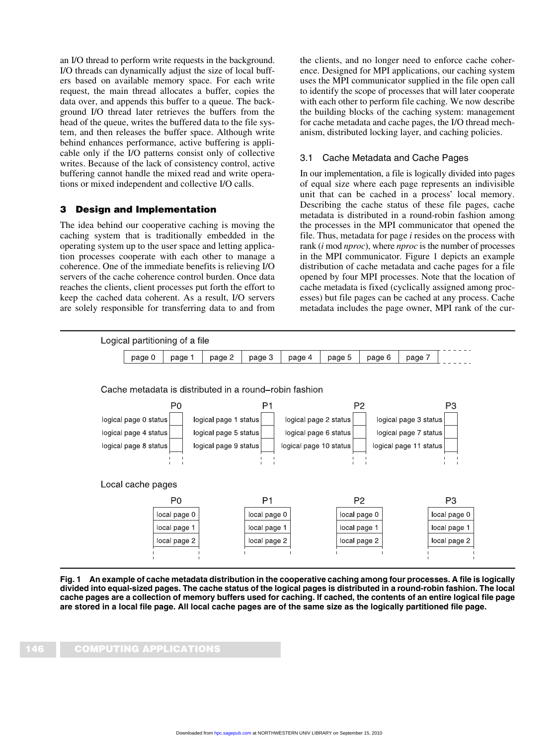an I/O thread to perform write requests in the background. I/O threads can dynamically adjust the size of local buffers based on available memory space. For each write request, the main thread allocates a buffer, copies the data over, and appends this buffer to a queue. The background I/O thread later retrieves the buffers from the head of the queue, writes the buffered data to the file system, and then releases the buffer space. Although write behind enhances performance, active buffering is applicable only if the I/O patterns consist only of collective writes. Because of the lack of consistency control, active buffering cannot handle the mixed read and write operations or mixed independent and collective I/O calls.

## 3 Design and Implementation

The idea behind our cooperative caching is moving the caching system that is traditionally embedded in the operating system up to the user space and letting application processes cooperate with each other to manage a coherence. One of the immediate benefits is relieving I/O servers of the cache coherence control burden. Once data reaches the clients, client processes put forth the effort to keep the cached data coherent. As a result, I/O servers are solely responsible for transferring data to and from the clients, and no longer need to enforce cache coherence. Designed for MPI applications, our caching system uses the MPI communicator supplied in the file open call to identify the scope of processes that will later cooperate with each other to perform file caching. We now describe the building blocks of the caching system: management for cache metadata and cache pages, the I/O thread mechanism, distributed locking layer, and caching policies.

### 3.1 Cache Metadata and Cache Pages

In our implementation, a file is logically divided into pages of equal size where each page represents an indivisible unit that can be cached in a process' local memory. Describing the cache status of these file pages, cache metadata is distributed in a round-robin fashion among the processes in the MPI communicator that opened the file. Thus, metadata for page $i$ resides on the process with rank ($i$ mod $nproc$), where $nproc$ is the number of processes in the MPI communicator. Figure 1 depicts an example distribution of cache metadata and cache pages for a file opened by four MPI processes. Note that the location of cache metadata is fixed (cyclically assigned among processes) but file pages can be cached at any process. Cache metadata includes the page owner, MPI rank of the cur-

Logical partitioning of a file

page 0 | page 1 | page 2 | page 3 | page 4 | page 5 | page 6 | page 7

Cache metadata is distributed in a round–robin fashion

P0: logical page 0 status, logical page 4 status, logical page 8 status

P1: logical page 1 status, logical page 5 status, logical page 9 status

P2: logical page 2 status, logical page 6 status, logical page 10 status

P3: logical page 3 status, logical page 7 status, logical page 11 status

Local cache pages

P0: local page 0, local page 1, local page 2

P1: local page 0, local page 1, local page 2

P2: local page 0, local page 1, local page 2

P3: local page 0, local page 1, local page 2

**Fig. 1 An example of cache metadata distribution in the cooperative caching among four processes. A file is logically divided into equal-sized pages. The cache status of the logical pages is distributed in a round-robin fashion. The local cache pages are a collection of memory buffers used for caching. If cached, the contents of an entire logical file page are stored in a local file page. All local cache pages are of the same size as the logically partitioned file page.**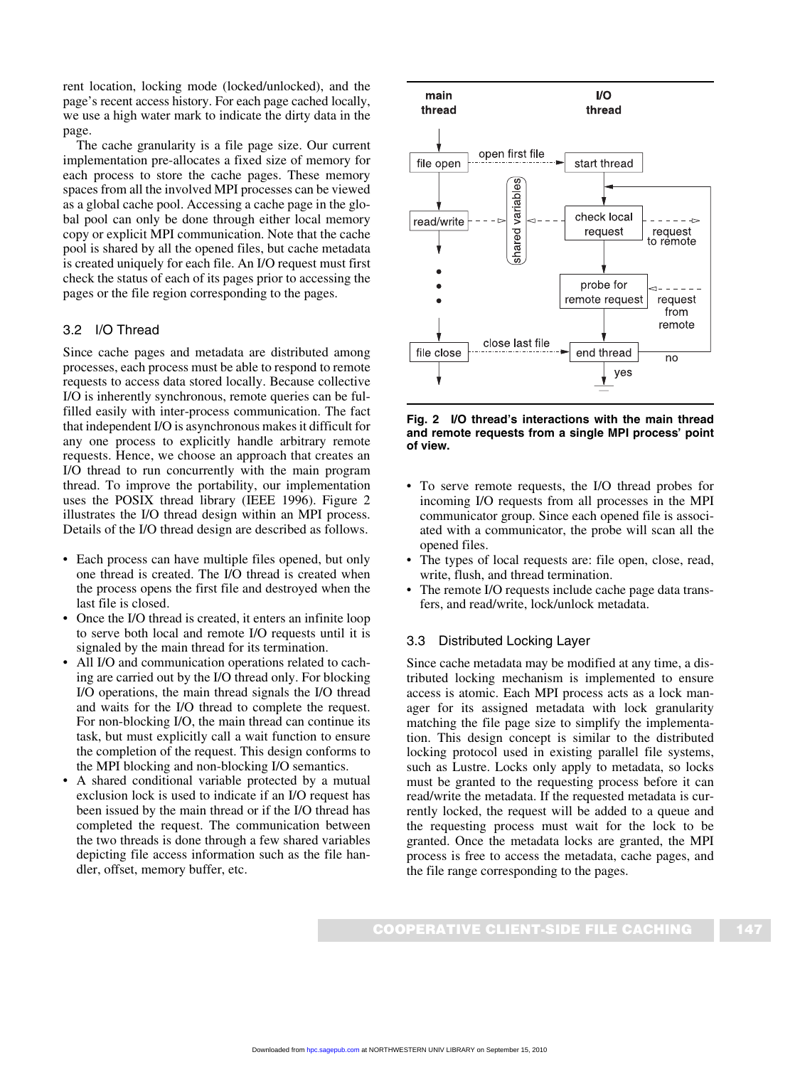rent location, locking mode (locked/unlocked), and the page's recent access history. For each page cached locally, we use a high water mark to indicate the dirty data in the page.

The cache granularity is a file page size. Our current implementation pre-allocates a fixed size of memory for each process to store the cache pages. These memory spaces from all the involved MPI processes can be viewed as a global cache pool. Accessing a cache page in the global pool can only be done through either local memory copy or explicit MPI communication. Note that the cache pool is shared by all the opened files, but cache metadata is created uniquely for each file. An I/O request must first check the status of each of its pages prior to accessing the pages or the file region corresponding to the pages.

### 3.2 I/O Thread

Since cache pages and metadata are distributed among processes, each process must be able to respond to remote requests to access data stored locally. Because collective I/O is inherently synchronous, remote queries can be fulfilled easily with inter-process communication. The fact that independent I/O is asynchronous makes it difficult for any one process to explicitly handle arbitrary remote requests. Hence, we choose an approach that creates an I/O thread to run concurrently with the main program thread. To improve the portability, our implementation uses the POSIX thread library (IEEE 1996). Figure 2 illustrates the I/O thread design within an MPI process. Details of the I/O thread design are described as follows.

- Each process can have multiple files opened, but only one thread is created. The I/O thread is created when the process opens the first file and destroyed when the last file is closed.
- Once the I/O thread is created, it enters an infinite loop to serve both local and remote I/O requests until it is signaled by the main thread for its termination.
- All I/O and communication operations related to caching are carried out by the I/O thread only. For blocking I/O operations, the main thread signals the I/O thread and waits for the I/O thread to complete the request. For non-blocking I/O, the main thread can continue its task, but must explicitly call a wait function to ensure the completion of the request. This design conforms to the MPI blocking and non-blocking I/O semantics.
- A shared conditional variable protected by a mutual exclusion lock is used to indicate if an I/O request has been issued by the main thread or if the I/O thread has completed the request. The communication between the two threads is done through a few shared variables depicting file access information such as the file handler, offset, memory buffer, etc.

main thread

I/O thread

file open

open first file

start thread

read/write

shared variables

check local request

request to remote

probe for remote request

request from remote

file close

close last file

end thread

no

yes

**Fig. 2 I/O thread's interactions with the main thread and remote requests from a single MPI process' point of view.**

- To serve remote requests, the I/O thread probes for incoming I/O requests from all processes in the MPI communicator group. Since each opened file is associated with a communicator, the probe will scan all the opened files.
- The types of local requests are: file open, close, read, write, flush, and thread termination.
- The remote I/O requests include cache page data transfers, and read/write, lock/unlock metadata.

### 3.3 Distributed Locking Layer

Since cache metadata may be modified at any time, a distributed locking mechanism is implemented to ensure access is atomic. Each MPI process acts as a lock manager for its assigned metadata with lock granularity matching the file page size to simplify the implementation. This design concept is similar to the distributed locking protocol used in existing parallel file systems, such as Lustre. Locks only apply to metadata, so locks must be granted to the requesting process before it can read/write the metadata. If the requested metadata is currently locked, the request will be added to a queue and the requesting process must wait for the lock to be granted. Once the metadata locks are granted, the MPI process is free to access the metadata, cache pages, and the file range corresponding to the pages.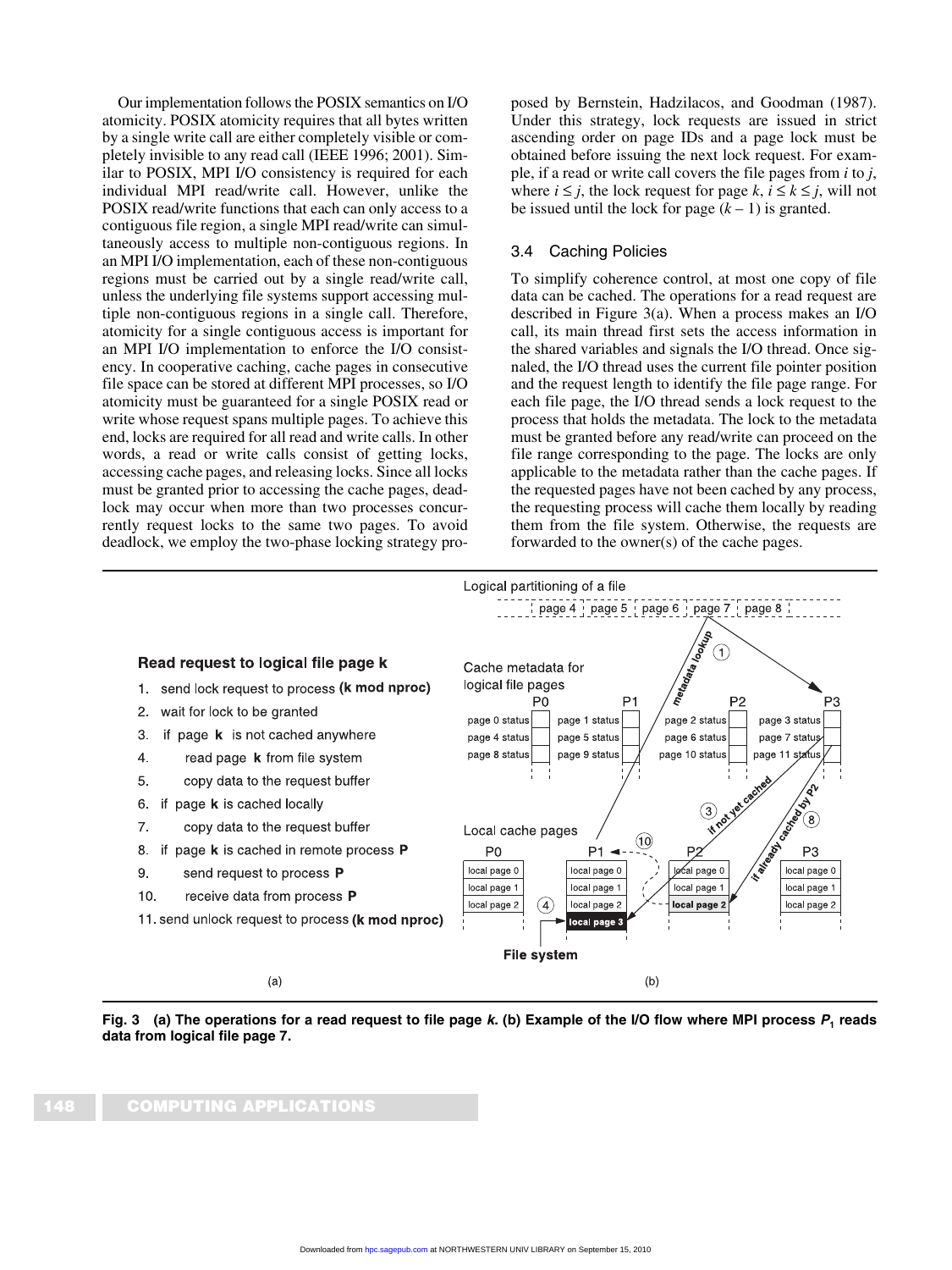Our implementation follows the POSIX semantics on I/O atomicity. POSIX atomicity requires that all bytes written by a single write call are either completely visible or completely invisible to any read call (IEEE 1996; 2001). Similar to POSIX, MPI I/O consistency is required for each individual MPI read/write call. However, unlike the POSIX read/write functions that each can only access to a contiguous file region, a single MPI read/write can simultaneously access to multiple non-contiguous regions. In an MPI I/O implementation, each of these non-contiguous regions must be carried out by a single read/write call, unless the underlying file systems support accessing multiple non-contiguous regions in a single call. Therefore, atomicity for a single contiguous access is important for an MPI I/O implementation to enforce the I/O consistency. In cooperative caching, cache pages in consecutive file space can be stored at different MPI processes, so I/O atomicity must be guaranteed for a single POSIX read or write whose request spans multiple pages. To achieve this end, locks are required for all read and write calls. In other words, a read or write calls consist of getting locks, accessing cache pages, and releasing locks. Since all locks must be granted prior to accessing the cache pages, deadlock may occur when more than two processes concurrently request locks to the same two pages. To avoid deadlock, we employ the two-phase locking strategy proposed by Bernstein, Hadzilacos, and Goodman (1987). Under this strategy, lock requests are issued in strict ascending order on page IDs and a page lock must be obtained before issuing the next lock request. For example, if a read or write call covers the file pages from $i$ to $j$, where $i \le j$, the lock request for page $k$, $i \le k \le j$, will not be issued until the lock for page $(k - 1)$ is granted.

### 3.4 Caching Policies

To simplify coherence control, at most one copy of file data can be cached. The operations for a read request are described in Figure 3(a). When a process makes an I/O call, its main thread first sets the access information in the shared variables and signals the I/O thread. Once signaled, the I/O thread uses the current file pointer position and the request length to identify the file page range. For each file page, the I/O thread sends a lock request to the process that holds the metadata. The lock to the metadata must be granted before any read/write can proceed on the file range corresponding to the page. The locks are only applicable to the metadata rather than the cache pages. If the requested pages have not been cached by any process, the requesting process will cache them locally by reading them from the file system. Otherwise, the requests are forwarded to the owner(s) of the cache pages.

**Read request to logical file page k**

1. send lock request to process **(k mod nproc)**
2. wait for lock to be granted
3. if page **k** is not cached anywhere
4. read page **k** from file system
5. copy data to the request buffer
6. if page **k** is cached locally
7. copy data to the request buffer
8. if page **k** is cached in remote process **P**
9. send request to process **P**
10. receive data from process **P**
11. send unlock request to process **(k mod nproc)**

(a)

Logical partitioning of a file
page 4 page 5 page 6 page 7 page 8
Cache metadata for logical file pages
P0 P1 P2 P3
page 0 status page 1 status page 2 status page 3 status
page 4 status page 5 status page 6 status page 7 status
page 8 status page 9 status page 10 status page 11 status
metadata lookup 1
if not yet cached 3
if already cached by P2 8
Local cache pages
P0 P1 P2 P3
local page 0 local page 0 local page 0 local page 0
local page 1 local page 1 local page 1 local page 1
local page 2 local page 2 local page 2 local page 2
4 local page 3
10
File system

(b)

**Fig. 3 (a) The operations for a read request to file page *k*. (b) Example of the I/O flow where MPI process $P_1$ reads data from logical file page 7.**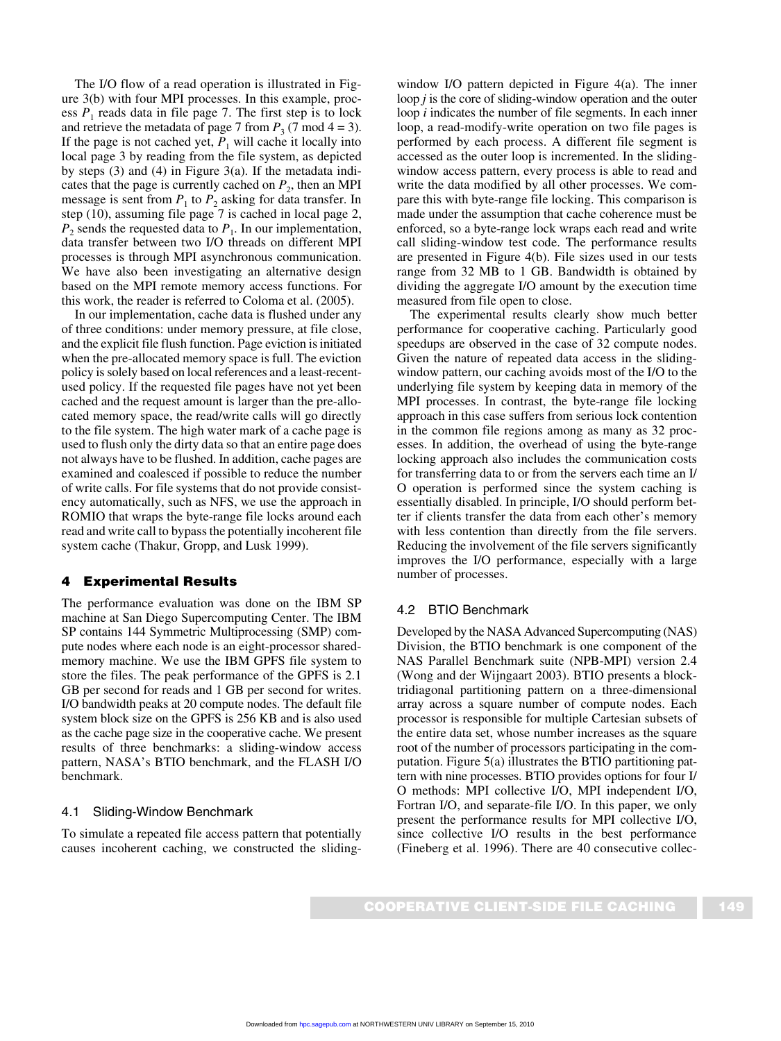The I/O flow of a read operation is illustrated in Figure 3(b) with four MPI processes. In this example, process $P_1$ reads data in file page 7. The first step is to lock and retrieve the metadata of page 7 from $P_3$ (7 mod 4 = 3). If the page is not cached yet, $P_1$ will cache it locally into local page 3 by reading from the file system, as depicted by steps (3) and (4) in Figure 3(a). If the metadata indicates that the page is currently cached on $P_2$, then an MPI message is sent from $P_1$ to $P_2$ asking for data transfer. In step (10), assuming file page 7 is cached in local page 2, $P_2$ sends the requested data to $P_1$. In our implementation, data transfer between two I/O threads on different MPI processes is through MPI asynchronous communication. We have also been investigating an alternative design based on the MPI remote memory access functions. For this work, the reader is referred to Coloma et al. (2005).

In our implementation, cache data is flushed under any of three conditions: under memory pressure, at file close, and the explicit file flush function. Page eviction is initiated when the pre-allocated memory space is full. The eviction policy is solely based on local references and a least-recent-used policy. If the requested file pages have not yet been cached and the request amount is larger than the pre-allocated memory space, the read/write calls will go directly to the file system. The high water mark of a cache page is used to flush only the dirty data so that an entire page does not always have to be flushed. In addition, cache pages are examined and coalesced if possible to reduce the number of write calls. For file systems that do not provide consistency automatically, such as NFS, we use the approach in ROMIO that wraps the byte-range file locks around each read and write call to bypass the potentially incoherent file system cache (Thakur, Gropp, and Lusk 1999).

## 4 Experimental Results

The performance evaluation was done on the IBM SP machine at San Diego Supercomputing Center. The IBM SP contains 144 Symmetric Multiprocessing (SMP) compute nodes where each node is an eight-processor shared-memory machine. We use the IBM GPFS file system to store the files. The peak performance of the GPFS is 2.1 GB per second for reads and 1 GB per second for writes. I/O bandwidth peaks at 20 compute nodes. The default file system block size on the GPFS is 256 KB and is also used as the cache page size in the cooperative cache. We present results of three benchmarks: a sliding-window access pattern, NASA's BTIO benchmark, and the FLASH I/O benchmark.

### 4.1 Sliding-Window Benchmark

To simulate a repeated file access pattern that potentially causes incoherent caching, we constructed the sliding-window I/O pattern depicted in Figure 4(a). The inner loop *j* is the core of sliding-window operation and the outer loop *i* indicates the number of file segments. In each inner loop, a read-modify-write operation on two file pages is performed by each process. A different file segment is accessed as the outer loop is incremented. In the sliding-window access pattern, every process is able to read and write the data modified by all other processes. We compare this with byte-range file locking. This comparison is made under the assumption that cache coherence must be enforced, so a byte-range lock wraps each read and write call sliding-window test code. The performance results are presented in Figure 4(b). File sizes used in our tests range from 32 MB to 1 GB. Bandwidth is obtained by dividing the aggregate I/O amount by the execution time measured from file open to close.

The experimental results clearly show much better performance for cooperative caching. Particularly good speedups are observed in the case of 32 compute nodes. Given the nature of repeated data access in the sliding-window pattern, our caching avoids most of the I/O to the underlying file system by keeping data in memory of the MPI processes. In contrast, the byte-range file locking approach in this case suffers from serious lock contention in the common file regions among as many as 32 processes. In addition, the overhead of using the byte-range locking approach also includes the communication costs for transferring data to or from the servers each time an I/O operation is performed since the system caching is essentially disabled. In principle, I/O should perform better if clients transfer the data from each other's memory with less contention than directly from the file servers. Reducing the involvement of the file servers significantly improves the I/O performance, especially with a large number of processes.

### 4.2 BTIO Benchmark

Developed by the NASA Advanced Supercomputing (NAS) Division, the BTIO benchmark is one component of the NAS Parallel Benchmark suite (NPB-MPI) version 2.4 (Wong and der Wijngaart 2003). BTIO presents a block-tridiagonal partitioning pattern on a three-dimensional array across a square number of compute nodes. Each processor is responsible for multiple Cartesian subsets of the entire data set, whose number increases as the square root of the number of processors participating in the computation. Figure 5(a) illustrates the BTIO partitioning pattern with nine processes. BTIO provides options for four I/O methods: MPI collective I/O, MPI independent I/O, Fortran I/O, and separate-file I/O. In this paper, we only present the performance results for MPI collective I/O, since collective I/O results in the best performance (Fineberg et al. 1996). There are 40 consecutive collec-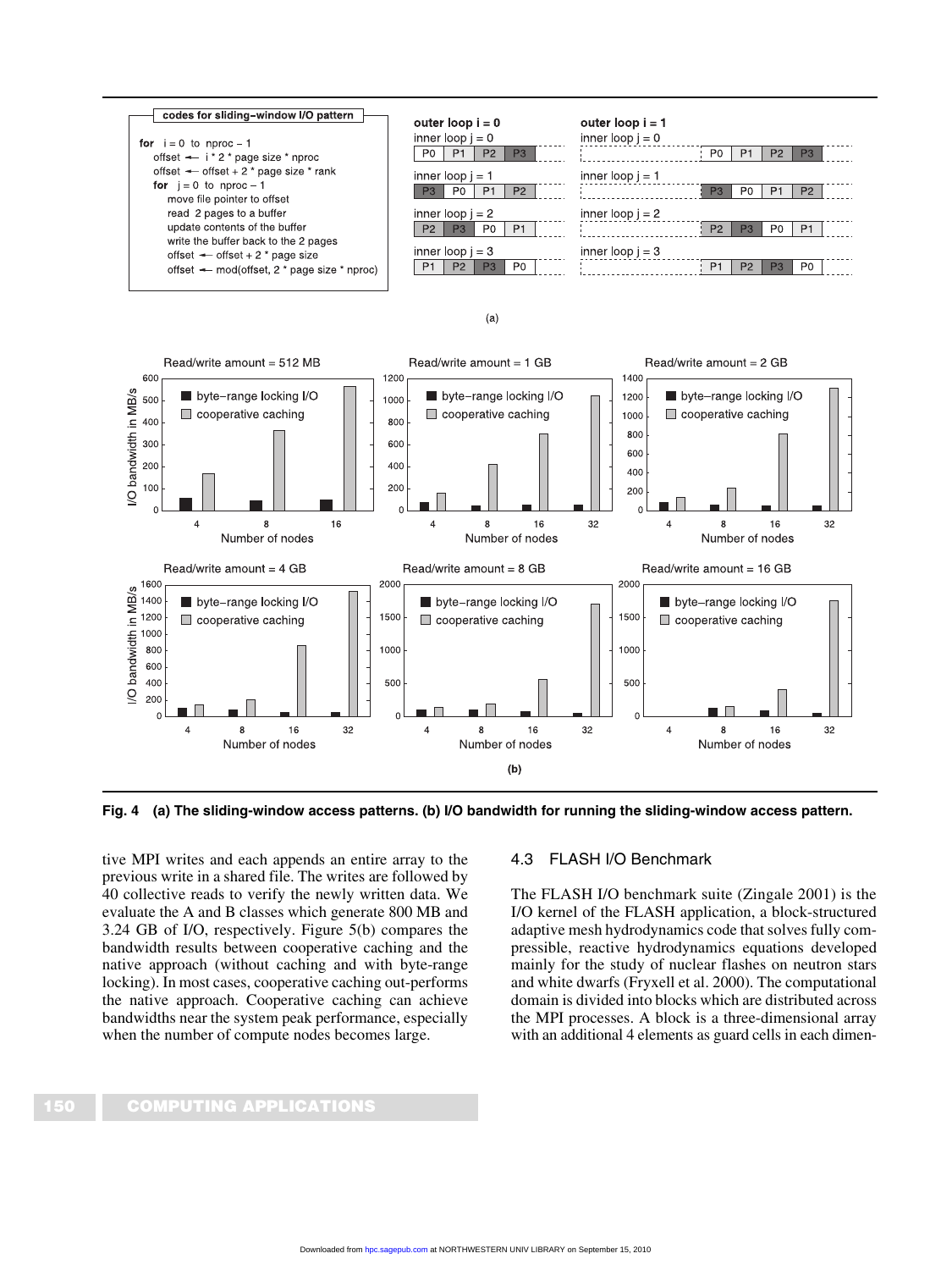```
codes for sliding-window I/O pattern

for  i = 0  to  nproc – 1
    offset ← i * 2 * page size * nproc
    offset ← offset + 2 * page size * rank
    for  j = 0  to  nproc – 1
        move file pointer to offset
        read  2 pages to a buffer
        update contents of the buffer
        write the buffer back to the 2 pages
        offset ← offset + 2 * page size
        offset ← mod(offset, 2 * page size * nproc)
```

**Fig. 4** **(a) The sliding-window access patterns. (b) I/O bandwidth for running the sliding-window access pattern.**

tive MPI writes and each appends an entire array to the previous write in a shared file. The writes are followed by 40 collective reads to verify the newly written data. We evaluate the A and B classes which generate 800 MB and 3.24 GB of I/O, respectively. Figure 5(b) compares the bandwidth results between cooperative caching and the native approach (without caching and with byte-range locking). In most cases, cooperative caching out-performs the native approach. Cooperative caching can achieve bandwidths near the system peak performance, especially when the number of compute nodes becomes large.

## 4.3 FLASH I/O Benchmark

The FLASH I/O benchmark suite (Zingale 2001) is the I/O kernel of the FLASH application, a block-structured adaptive mesh hydrodynamics code that solves fully compressible, reactive hydrodynamics equations developed mainly for the study of nuclear flashes on neutron stars and white dwarfs (Fryxell et al. 2000). The computational domain is divided into blocks which are distributed across the MPI processes. A block is a three-dimensional array with an additional 4 elements as guard cells in each dimen-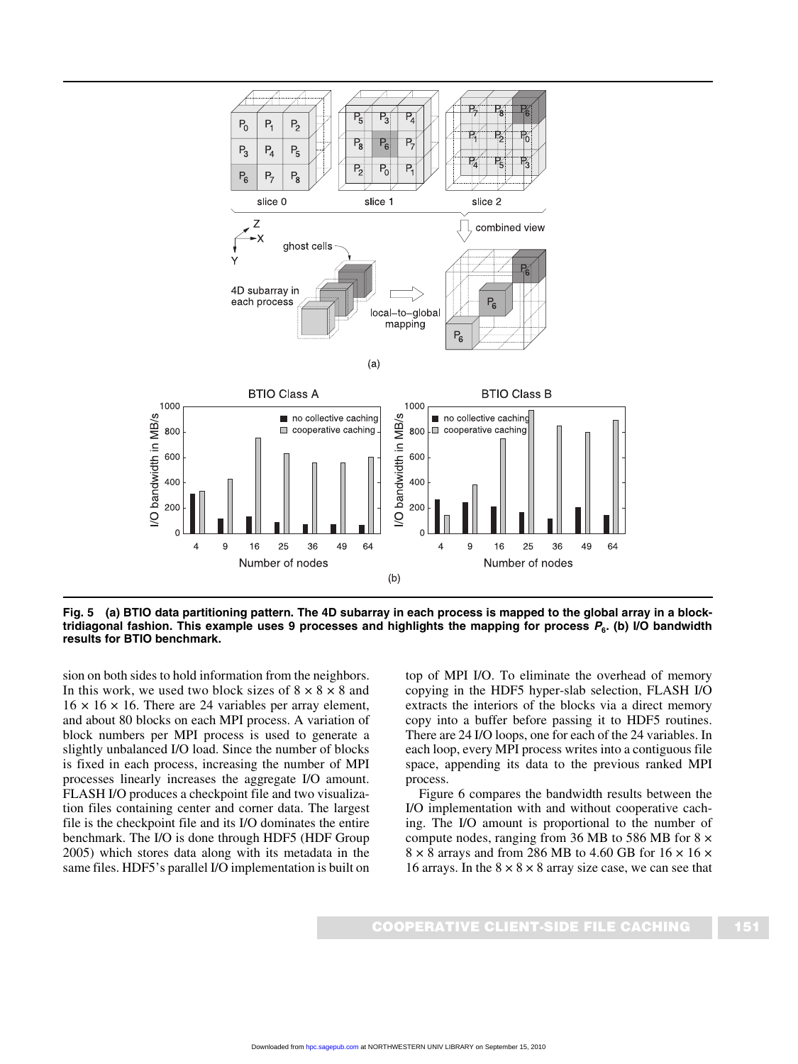**Fig. 5 (a) BTIO data partitioning pattern. The 4D subarray in each process is mapped to the global array in a block-tridiagonal fashion. This example uses 9 processes and highlights the mapping for process $P_6$. (b) I/O bandwidth results for BTIO benchmark.**

sion on both sides to hold information from the neighbors. In this work, we used two block sizes of $8 \times 8 \times 8$ and $16 \times 16 \times 16$. There are 24 variables per array element, and about 80 blocks on each MPI process. A variation of block numbers per MPI process is used to generate a slightly unbalanced I/O load. Since the number of blocks is fixed in each process, increasing the number of MPI processes linearly increases the aggregate I/O amount. FLASH I/O produces a checkpoint file and two visualization files containing center and corner data. The largest file is the checkpoint file and its I/O dominates the entire benchmark. The I/O is done through HDF5 (HDF Group 2005) which stores data along with its metadata in the same files. HDF5's parallel I/O implementation is built on top of MPI I/O. To eliminate the overhead of memory copying in the HDF5 hyper-slab selection, FLASH I/O extracts the interiors of the blocks via a direct memory copy into a buffer before passing it to HDF5 routines. There are 24 I/O loops, one for each of the 24 variables. In each loop, every MPI process writes into a contiguous file space, appending its data to the previous ranked MPI process.

Figure 6 compares the bandwidth results between the I/O implementation with and without cooperative caching. The I/O amount is proportional to the number of compute nodes, ranging from 36 MB to 586 MB for $8 \times 8 \times 8$ arrays and from 286 MB to 4.60 GB for $16 \times 16 \times 16$ arrays. In the $8 \times 8 \times 8$ array size case, we can see that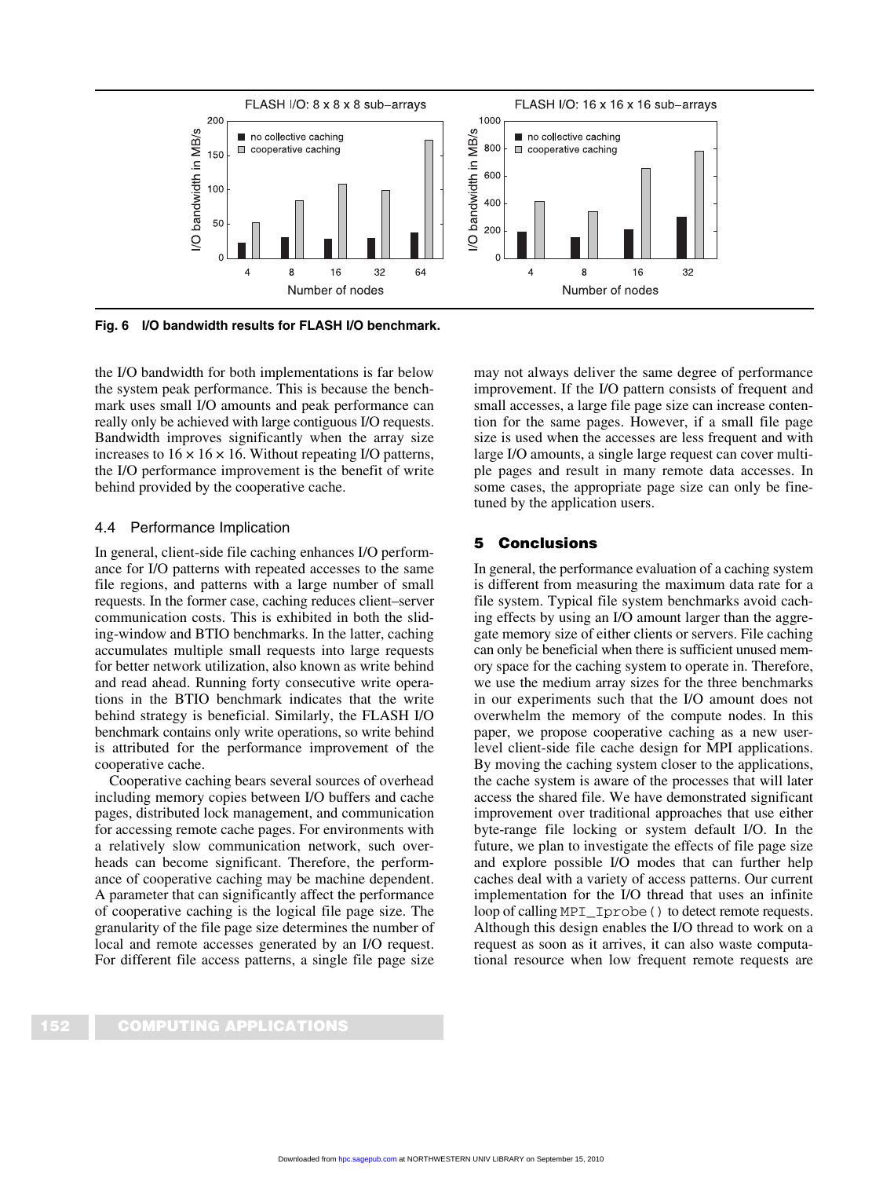Fig. 6 I/O bandwidth results for FLASH I/O benchmark.

the I/O bandwidth for both implementations is far below the system peak performance. This is because the benchmark uses small I/O amounts and peak performance can really only be achieved with large contiguous I/O requests. Bandwidth improves significantly when the array size increases to $16 \times 16 \times 16$. Without repeating I/O patterns, the I/O performance improvement is the benefit of write behind provided by the cooperative cache.

### 4.4 Performance Implication

In general, client-side file caching enhances I/O performance for I/O patterns with repeated accesses to the same file regions, and patterns with a large number of small requests. In the former case, caching reduces client–server communication costs. This is exhibited in both the sliding-window and BTIO benchmarks. In the latter, caching accumulates multiple small requests into large requests for better network utilization, also known as write behind and read ahead. Running forty consecutive write operations in the BTIO benchmark indicates that the write behind strategy is beneficial. Similarly, the FLASH I/O benchmark contains only write operations, so write behind is attributed for the performance improvement of the cooperative cache.

Cooperative caching bears several sources of overhead including memory copies between I/O buffers and cache pages, distributed lock management, and communication for accessing remote cache pages. For environments with a relatively slow communication network, such overheads can become significant. Therefore, the performance of cooperative caching may be machine dependent. A parameter that can significantly affect the performance of cooperative caching is the logical file page size. The granularity of the file page size determines the number of local and remote accesses generated by an I/O request. For different file access patterns, a single file page size may not always deliver the same degree of performance improvement. If the I/O pattern consists of frequent and small accesses, a large file page size can increase contention for the same pages. However, if a small file page size is used when the accesses are less frequent and with large I/O amounts, a single large request can cover multiple pages and result in many remote data accesses. In some cases, the appropriate page size can only be fine-tuned by the application users.

## 5 Conclusions

In general, the performance evaluation of a caching system is different from measuring the maximum data rate for a file system. Typical file system benchmarks avoid caching effects by using an I/O amount larger than the aggregate memory size of either clients or servers. File caching can only be beneficial when there is sufficient unused memory space for the caching system to operate in. Therefore, we use the medium array sizes for the three benchmarks in our experiments such that the I/O amount does not overwhelm the memory of the compute nodes. In this paper, we propose cooperative caching as a new user-level client-side file cache design for MPI applications. By moving the caching system closer to the applications, the cache system is aware of the processes that will later access the shared file. We have demonstrated significant improvement over traditional approaches that use either byte-range file locking or system default I/O. In the future, we plan to investigate the effects of file page size and explore possible I/O modes that can further help caches deal with a variety of access patterns. Our current implementation for the I/O thread that uses an infinite loop of calling `MPI_Iprobe()` to detect remote requests. Although this design enables the I/O thread to work on a request as soon as it arrives, it can also waste computational resource when low frequent remote requests are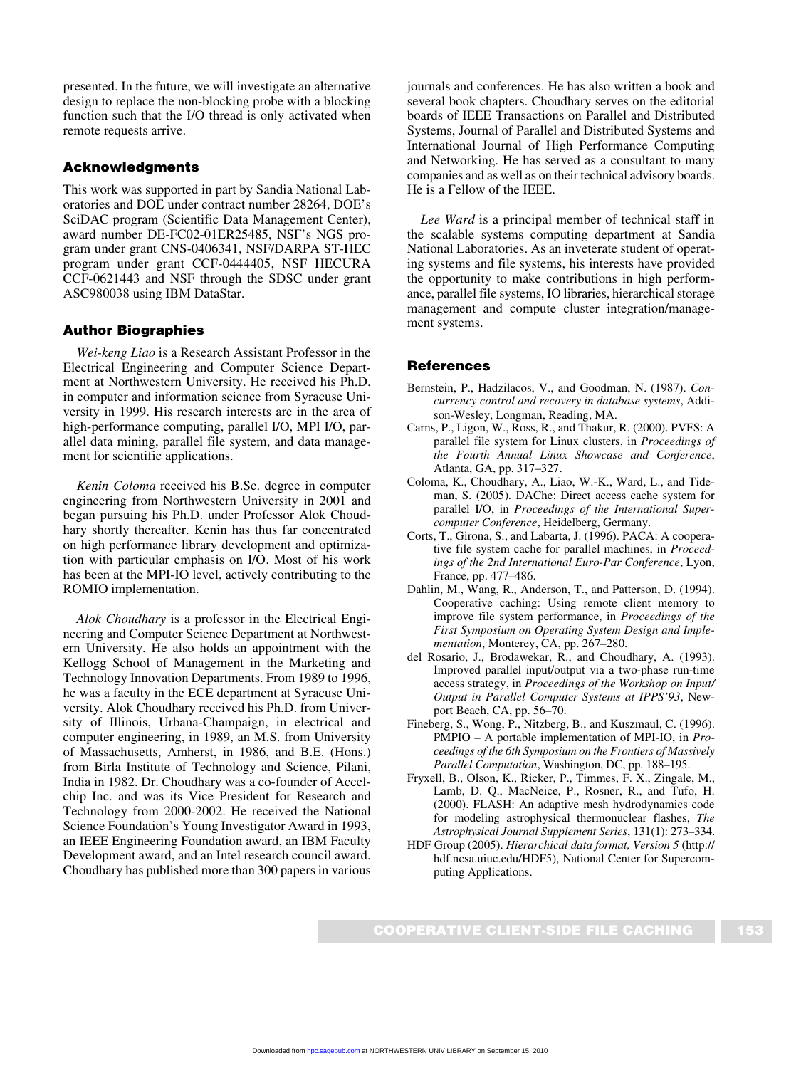presented. In the future, we will investigate an alternative design to replace the non-blocking probe with a blocking function such that the I/O thread is only activated when remote requests arrive.

## Acknowledgments

This work was supported in part by Sandia National Laboratories and DOE under contract number 28264, DOE's SciDAC program (Scientific Data Management Center), award number DE-FC02-01ER25485, NSF's NGS program under grant CNS-0406341, NSF/DARPA ST-HEC program under grant CCF-0444405, NSF HECURA CCF-0621443 and NSF through the SDSC under grant ASC980038 using IBM DataStar.

## Author Biographies

*Wei-keng Liao* is a Research Assistant Professor in the Electrical Engineering and Computer Science Department at Northwestern University. He received his Ph.D. in computer and information science from Syracuse University in 1999. His research interests are in the area of high-performance computing, parallel I/O, MPI I/O, parallel data mining, parallel file system, and data management for scientific applications.

*Kenin Coloma* received his B.Sc. degree in computer engineering from Northwestern University in 2001 and began pursuing his Ph.D. under Professor Alok Choudhary shortly thereafter. Kenin has thus far concentrated on high performance library development and optimization with particular emphasis on I/O. Most of his work has been at the MPI-IO level, actively contributing to the ROMIO implementation.

*Alok Choudhary* is a professor in the Electrical Engineering and Computer Science Department at Northwestern University. He also holds an appointment with the Kellogg School of Management in the Marketing and Technology Innovation Departments. From 1989 to 1996, he was a faculty in the ECE department at Syracuse University. Alok Choudhary received his Ph.D. from University of Illinois, Urbana-Champaign, in electrical and computer engineering, in 1989, an M.S. from University of Massachusetts, Amherst, in 1986, and B.E. (Hons.) from Birla Institute of Technology and Science, Pilani, India in 1982. Dr. Choudhary was a co-founder of Accelchip Inc. and was its Vice President for Research and Technology from 2000-2002. He received the National Science Foundation's Young Investigator Award in 1993, an IEEE Engineering Foundation award, an IBM Faculty Development award, and an Intel research council award. Choudhary has published more than 300 papers in various journals and conferences. He has also written a book and several book chapters. Choudhary serves on the editorial boards of IEEE Transactions on Parallel and Distributed Systems, Journal of Parallel and Distributed Systems and International Journal of High Performance Computing and Networking. He has served as a consultant to many companies and as well as on their technical advisory boards. He is a Fellow of the IEEE.

*Lee Ward* is a principal member of technical staff in the scalable systems computing department at Sandia National Laboratories. As an inveterate student of operating systems and file systems, his interests have provided the opportunity to make contributions in high performance, parallel file systems, IO libraries, hierarchical storage management and compute cluster integration/management systems.

## References

Bernstein, P., Hadzilacos, V., and Goodman, N. (1987). *Concurrency control and recovery in database systems*, Addison-Wesley, Longman, Reading, MA.

Carns, P., Ligon, W., Ross, R., and Thakur, R. (2000). PVFS: A parallel file system for Linux clusters, in *Proceedings of the Fourth Annual Linux Showcase and Conference*, Atlanta, GA, pp. 317–327.

Coloma, K., Choudhary, A., Liao, W.-K., Ward, L., and Tideman, S. (2005). DAChe: Direct access cache system for parallel I/O, in *Proceedings of the International Supercomputer Conference*, Heidelberg, Germany.

Corts, T., Girona, S., and Labarta, J. (1996). PACA: A cooperative file system cache for parallel machines, in *Proceedings of the 2nd International Euro-Par Conference*, Lyon, France, pp. 477–486.

Dahlin, M., Wang, R., Anderson, T., and Patterson, D. (1994). Cooperative caching: Using remote client memory to improve file system performance, in *Proceedings of the First Symposium on Operating System Design and Implementation*, Monterey, CA, pp. 267–280.

del Rosario, J., Brodawekar, R., and Choudhary, A. (1993). Improved parallel input/output via a two-phase run-time access strategy, in *Proceedings of the Workshop on Input/Output in Parallel Computer Systems at IPPS'93*, Newport Beach, CA, pp. 56–70.

Fineberg, S., Wong, P., Nitzberg, B., and Kuszmaul, C. (1996). PMPIO – A portable implementation of MPI-IO, in *Proceedings of the 6th Symposium on the Frontiers of Massively Parallel Computation*, Washington, DC, pp. 188–195.

Fryxell, B., Olson, K., Ricker, P., Timmes, F. X., Zingale, M., Lamb, D. Q., MacNeice, P., Rosner, R., and Tufo, H. (2000). FLASH: An adaptive mesh hydrodynamics code for modeling astrophysical thermonuclear flashes, *The Astrophysical Journal Supplement Series*, 131(1): 273–334.

HDF Group (2005). *Hierarchical data format, Version 5* (http://hdf.ncsa.uiuc.edu/HDF5), National Center for Supercomputing Applications.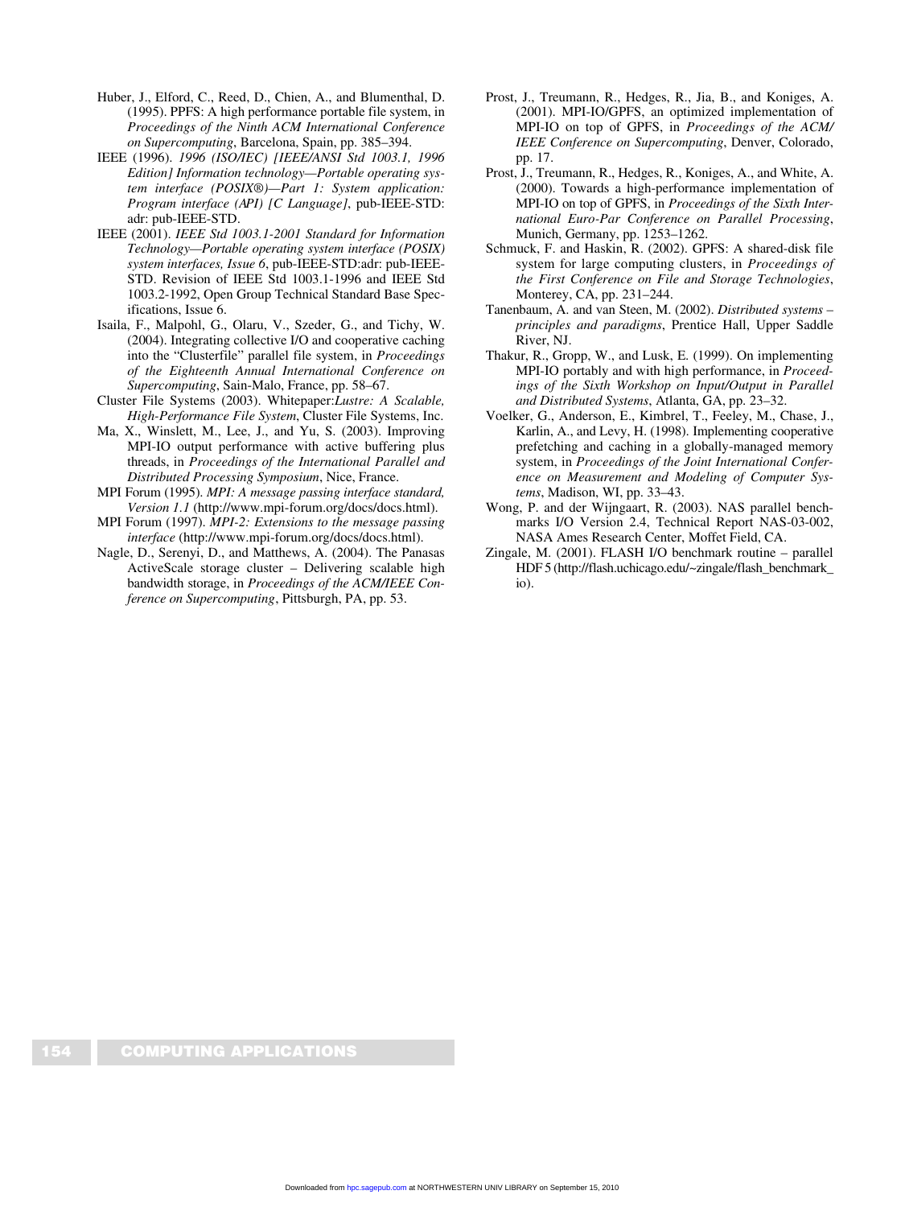Huber, J., Elford, C., Reed, D., Chien, A., and Blumenthal, D. (1995). PPFS: A high performance portable file system, in *Proceedings of the Ninth ACM International Conference on Supercomputing*, Barcelona, Spain, pp. 385–394.

IEEE (1996). *1996 (ISO/IEC) [IEEE/ANSI Std 1003.1, 1996 Edition] Information technology—Portable operating system interface (POSIX®)—Part 1: System application: Program interface (API) [C Language]*, pub-IEEE-STD: adr: pub-IEEE-STD.

IEEE (2001). *IEEE Std 1003.1-2001 Standard for Information Technology—Portable operating system interface (POSIX) system interfaces, Issue 6*, pub-IEEE-STD:adr: pub-IEEE-STD. Revision of IEEE Std 1003.1-1996 and IEEE Std 1003.2-1992, Open Group Technical Standard Base Specifications, Issue 6.

Isaila, F., Malpohl, G., Olaru, V., Szeder, G., and Tichy, W. (2004). Integrating collective I/O and cooperative caching into the "Clusterfile" parallel file system, in *Proceedings of the Eighteenth Annual International Conference on Supercomputing*, Sain-Malo, France, pp. 58–67.

Cluster File Systems (2003). Whitepaper:*Lustre: A Scalable, High-Performance File System*, Cluster File Systems, Inc.

Ma, X., Winslett, M., Lee, J., and Yu, S. (2003). Improving MPI-IO output performance with active buffering plus threads, in *Proceedings of the International Parallel and Distributed Processing Symposium*, Nice, France.

MPI Forum (1995). *MPI: A message passing interface standard, Version 1.1* (http://www.mpi-forum.org/docs/docs.html).

MPI Forum (1997). *MPI-2: Extensions to the message passing interface* (http://www.mpi-forum.org/docs/docs.html).

Nagle, D., Serenyi, D., and Matthews, A. (2004). The Panasas ActiveScale storage cluster – Delivering scalable high bandwidth storage, in *Proceedings of the ACM/IEEE Conference on Supercomputing*, Pittsburgh, PA, pp. 53.

Prost, J., Treumann, R., Hedges, R., Jia, B., and Koniges, A. (2001). MPI-IO/GPFS, an optimized implementation of MPI-IO on top of GPFS, in *Proceedings of the ACM/IEEE Conference on Supercomputing*, Denver, Colorado, pp. 17.

Prost, J., Treumann, R., Hedges, R., Koniges, A., and White, A. (2000). Towards a high-performance implementation of MPI-IO on top of GPFS, in *Proceedings of the Sixth International Euro-Par Conference on Parallel Processing*, Munich, Germany, pp. 1253–1262.

Schmuck, F. and Haskin, R. (2002). GPFS: A shared-disk file system for large computing clusters, in *Proceedings of the First Conference on File and Storage Technologies*, Monterey, CA, pp. 231–244.

Tanenbaum, A. and van Steen, M. (2002). *Distributed systems – principles and paradigms*, Prentice Hall, Upper Saddle River, NJ.

Thakur, R., Gropp, W., and Lusk, E. (1999). On implementing MPI-IO portably and with high performance, in *Proceedings of the Sixth Workshop on Input/Output in Parallel and Distributed Systems*, Atlanta, GA, pp. 23–32.

Voelker, G., Anderson, E., Kimbrel, T., Feeley, M., Chase, J., Karlin, A., and Levy, H. (1998). Implementing cooperative prefetching and caching in a globally-managed memory system, in *Proceedings of the Joint International Conference on Measurement and Modeling of Computer Systems*, Madison, WI, pp. 33–43.

Wong, P. and der Wijngaart, R. (2003). NAS parallel benchmarks I/O Version 2.4, Technical Report NAS-03-002, NASA Ames Research Center, Moffet Field, CA.

Zingale, M. (2001). FLASH I/O benchmark routine – parallel HDF 5 (http://flash.uchicago.edu/~zingale/flash_benchmark_io).